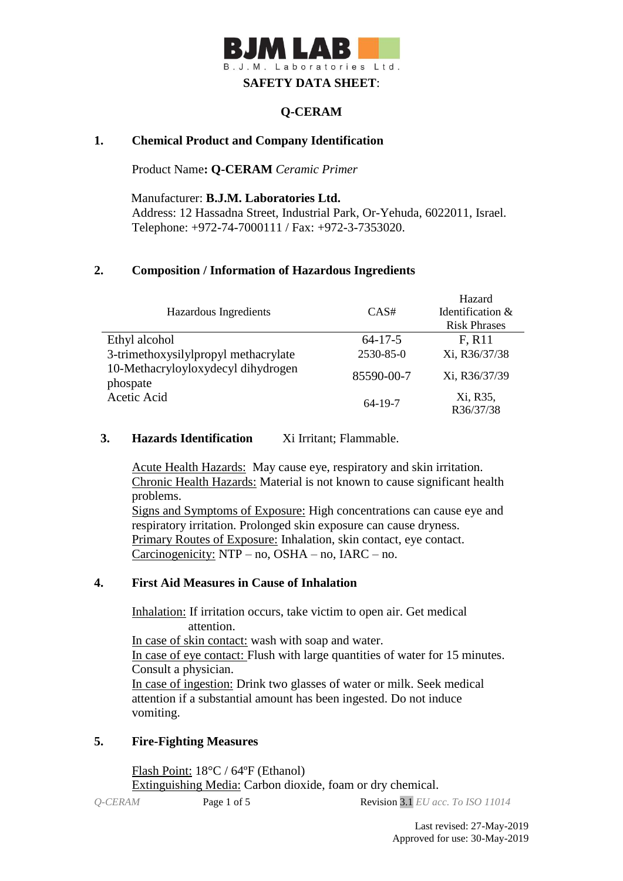**B.J.M. Laboratories Ltd.**

**SAFETY DATA SHEET**:

# Q-CERAM

## 1. Chemical Product and Company Identification

Product Name**: Q-CERAM** *Ceramic Primer*

Manufacturer: **B.J.M. Laboratories Ltd.**
Address: 12 Hassadna Street, Industrial Park, Or-Yehuda, 6022011, Israel.
Telephone: +972-74-7000111 / Fax: +972-3-7353020.

## 2. Composition / Information of Hazardous Ingredients

| Hazardous Ingredients | CAS# | Hazard Identification & Risk Phrases |
|---|---|---|
| Ethyl alcohol | 64-17-5 | F, R11 |
| 3-trimethoxysilylpropyl methacrylate | 2530-85-0 | Xi, R36/37/38 |
| 10-Methacryloyloxydecyl dihydrogen phospate | 85590-00-7 | Xi, R36/37/39 |
| Acetic Acid | 64-19-7 | Xi, R35, R36/37/38 |

## 3. Hazards Identification

Xi Irritant; Flammable.

Acute Health Hazards: May cause eye, respiratory and skin irritation.
Chronic Health Hazards: Material is not known to cause significant health problems.
Signs and Symptoms of Exposure: High concentrations can cause eye and respiratory irritation. Prolonged skin exposure can cause dryness.
Primary Routes of Exposure: Inhalation, skin contact, eye contact.
Carcinogenicity: NTP – no, OSHA – no, IARC – no.

## 4. First Aid Measures in Cause of Inhalation

Inhalation: If irritation occurs, take victim to open air. Get medical attention.
In case of skin contact: wash with soap and water.
In case of eye contact: Flush with large quantities of water for 15 minutes. Consult a physician.
In case of ingestion: Drink two glasses of water or milk. Seek medical attention if a substantial amount has been ingested. Do not induce vomiting.

## 5. Fire-Fighting Measures

Flash Point: 18°C / 64ºF (Ethanol)
Extinguishing Media: Carbon dioxide, foam or dry chemical.

Revision 3.1 *EU acc. To ISO 11014*

Last revised: 27-May-2019
Approved for use: 30-May-2019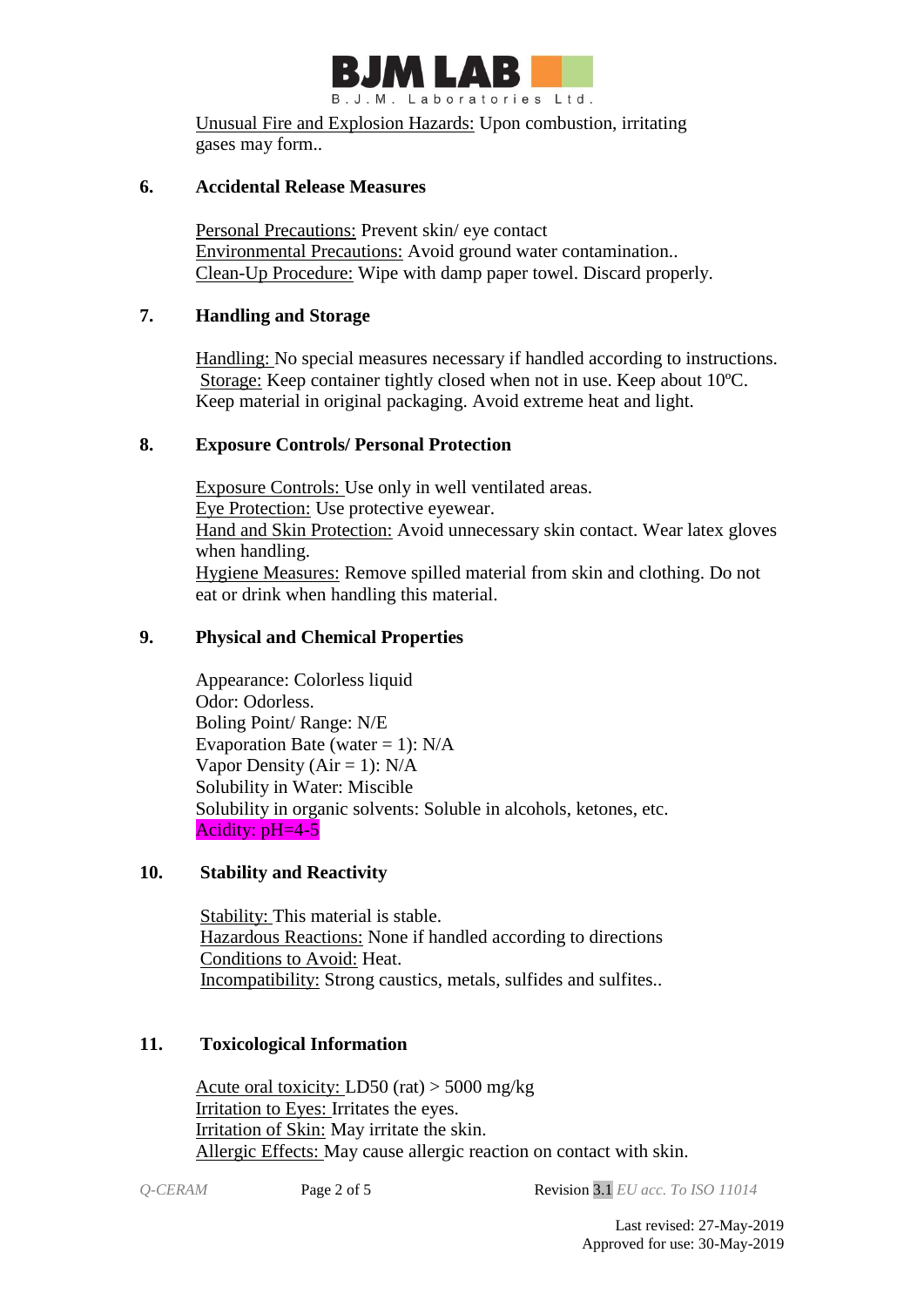Unusual Fire and Explosion Hazards: Upon combustion, irritating gases may form..

## 6. Accidental Release Measures

Personal Precautions: Prevent skin/ eye contact
Environmental Precautions: Avoid ground water contamination..
Clean-Up Procedure: Wipe with damp paper towel. Discard properly.

## 7. Handling and Storage

Handling: No special measures necessary if handled according to instructions.
Storage: Keep container tightly closed when not in use. Keep about 10ºC. Keep material in original packaging. Avoid extreme heat and light.

## 8. Exposure Controls/ Personal Protection

Exposure Controls: Use only in well ventilated areas.
Eye Protection: Use protective eyewear.
Hand and Skin Protection: Avoid unnecessary skin contact. Wear latex gloves when handling.
Hygiene Measures: Remove spilled material from skin and clothing. Do not eat or drink when handling this material.

## 9. Physical and Chemical Properties

Appearance: Colorless liquid
Odor: Odorless.
Boling Point/ Range: N/E
Evaporation Bate (water = 1): N/A
Vapor Density (Air = 1): N/A
Solubility in Water: Miscible
Solubility in organic solvents: Soluble in alcohols, ketones, etc.
Acidity: pH=4-5

## 10. Stability and Reactivity

Stability: This material is stable.
Hazardous Reactions: None if handled according to directions
Conditions to Avoid: Heat.
Incompatibility: Strong caustics, metals, sulfides and sulfites..

## 11. Toxicological Information

Acute oral toxicity: LD50 (rat) > 5000 mg/kg
Irritation to Eyes: Irritates the eyes.
Irritation of Skin: May irritate the skin.
Allergic Effects: May cause allergic reaction on contact with skin.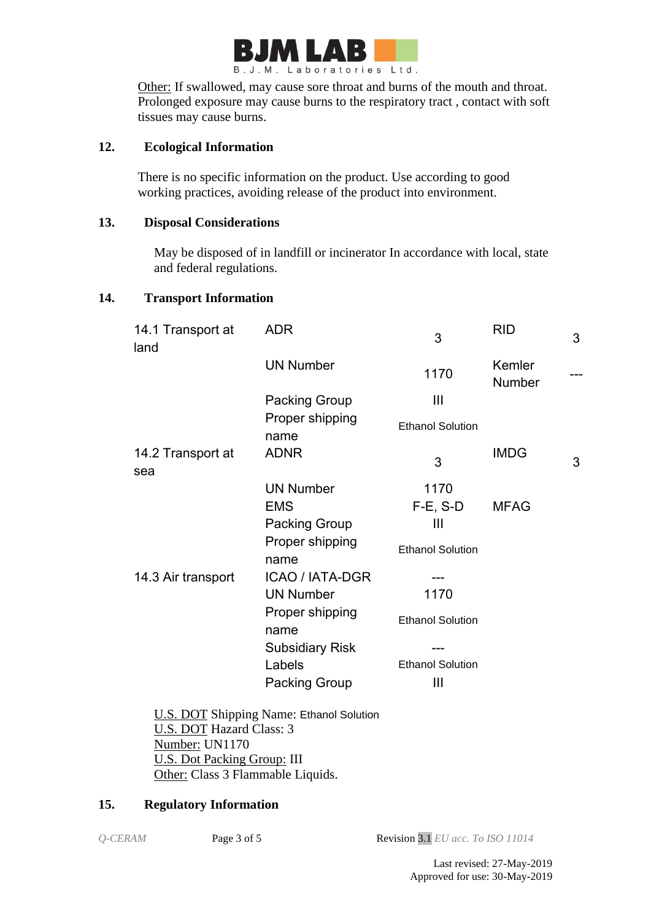Other: If swallowed, may cause sore throat and burns of the mouth and throat. Prolonged exposure may cause burns to the respiratory tract , contact with soft tissues may cause burns.

## 12. Ecological Information

There is no specific information on the product. Use according to good working practices, avoiding release of the product into environment.

## 13. Disposal Considerations

May be disposed of in landfill or incinerator In accordance with local, state and federal regulations.

## 14. Transport Information

| | | | | |
|---|---|---|---|---|
| 14.1 Transport at land | ADR | 3 | RID | 3 |
| | UN Number | 1170 | Kemler Number | --- |
| | Packing Group | III | | |
| | Proper shipping name | Ethanol Solution | | |
| 14.2 Transport at sea | ADNR | 3 | IMDG | 3 |
| | UN Number | 1170 | | |
| | EMS | F-E, S-D | MFAG | |
| | Packing Group | III | | |
| | Proper shipping name | Ethanol Solution | | |
| 14.3 Air transport | ICAO / IATA-DGR | --- | | |
| | UN Number | 1170 | | |
| | Proper shipping name | Ethanol Solution | | |
| | Subsidiary Risk | --- | | |
| | Labels | Ethanol Solution | | |
| | Packing Group | III | | |

U.S. DOT Shipping Name: Ethanol Solution
U.S. DOT Hazard Class: 3
Number: UN1170
U.S. Dot Packing Group: III
Other: Class 3 Flammable Liquids.

## 15. Regulatory Information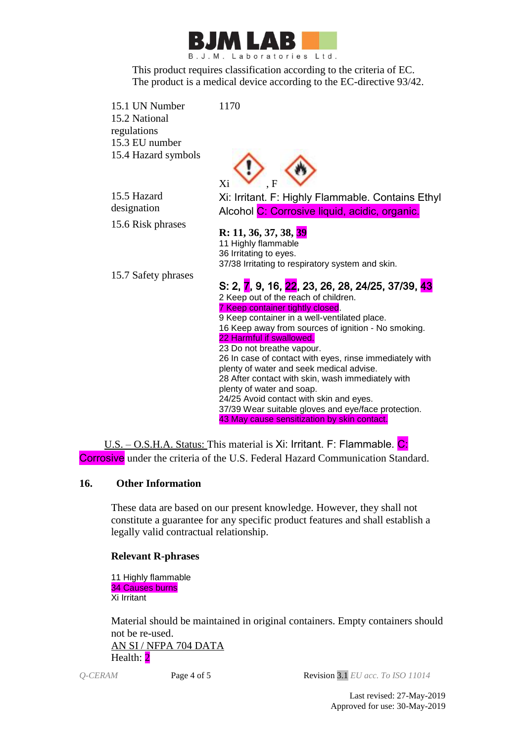This product requires classification according to the criteria of EC.
The product is a medical device according to the EC-directive 93/42.

15.1 UN Number 1170

15.2 National regulations

15.3 EU number

15.4 Hazard symbols

Xi , F

15.5 Hazard designation

Xi: Irritant. F: Highly Flammable. Contains Ethyl Alcohol C: Corrosive liquid, acidic, organic.

15.6 Risk phrases

**R: 11, 36, 37, 38, 39**

11 Highly flammable
36 Irritating to eyes.
37/38 Irritating to respiratory system and skin.

15.7 Safety phrases

S: 2, 7, 9, 16, 22, 23, 26, 28, 24/25, 37/39, 43

2 Keep out of the reach of children.
7 Keep container tightly closed.
9 Keep container in a well-ventilated place.
16 Keep away from sources of ignition - No smoking.
22 Harmful if swallowed.
23 Do not breathe vapour.
26 In case of contact with eyes, rinse immediately with plenty of water and seek medical advise.
28 After contact with skin, wash immediately with plenty of water and soap.
24/25 Avoid contact with skin and eyes.
37/39 Wear suitable gloves and eye/face protection.
43 May cause sensitization by skin contact.

U.S. – O.S.H.A. Status: This material is Xi: Irritant. F: Flammable. C: Corrosive under the criteria of the U.S. Federal Hazard Communication Standard.

## 16. Other Information

These data are based on our present knowledge. However, they shall not constitute a guarantee for any specific product features and shall establish a legally valid contractual relationship.

**Relevant R-phrases**

11 Highly flammable
34 Causes burns
Xi Irritant

Material should be maintained in original containers. Empty containers should not be re-used.

AN SI / NFPA 704 DATA

Health: 2

Revision 3.1 *EU acc. To ISO 11014*

Last revised: 27-May-2019
Approved for use: 30-May-2019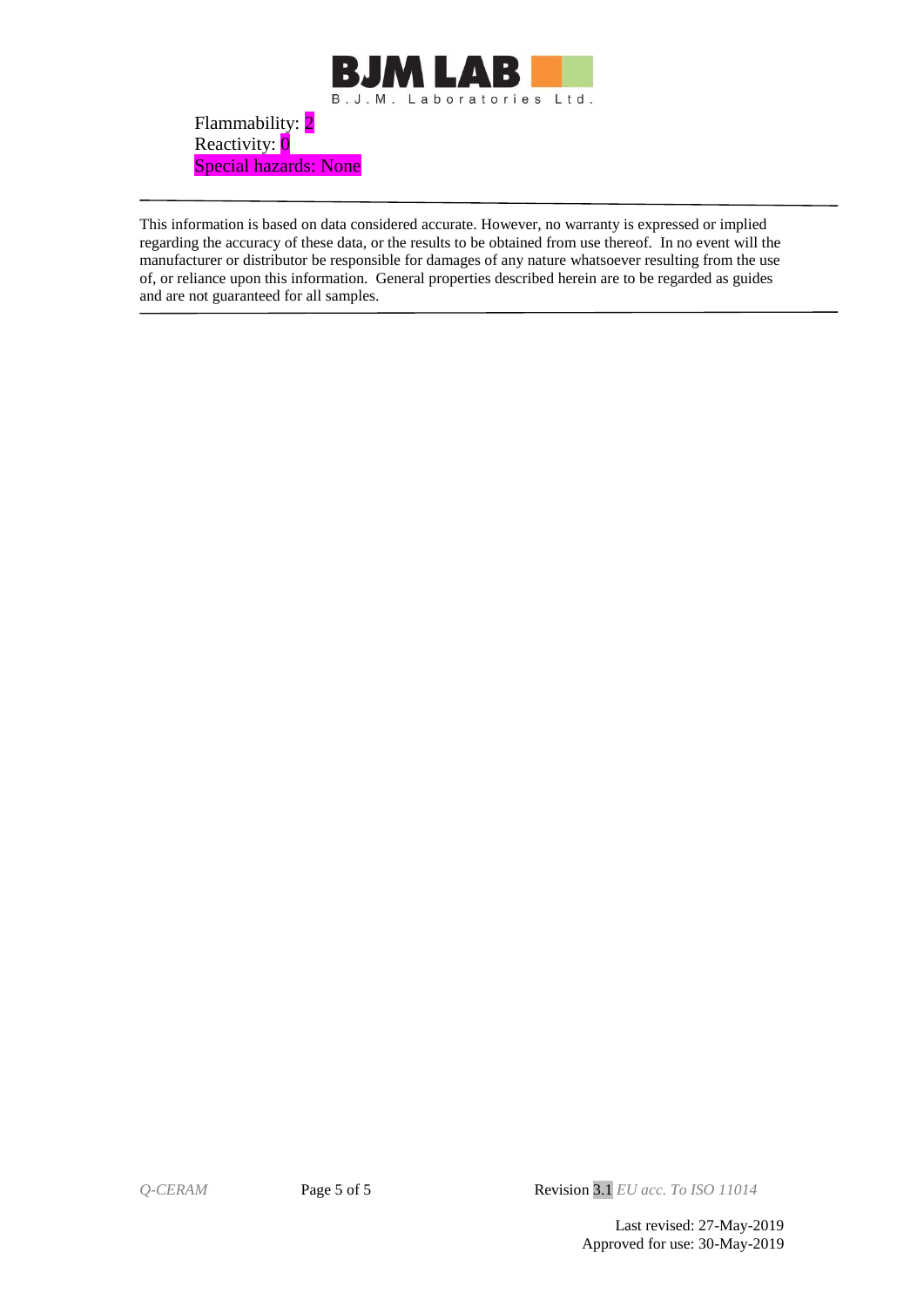Flammability: 2
Reactivity: 0
Special hazards: None

---

This information is based on data considered accurate. However, no warranty is expressed or implied regarding the accuracy of these data, or the results to be obtained from use thereof. In no event will the manufacturer or distributor be responsible for damages of any nature whatsoever resulting from the use of, or reliance upon this information. General properties described herein are to be regarded as guides and are not guaranteed for all samples.

---

Last revised: 27-May-2019
Approved for use: 30-May-2019